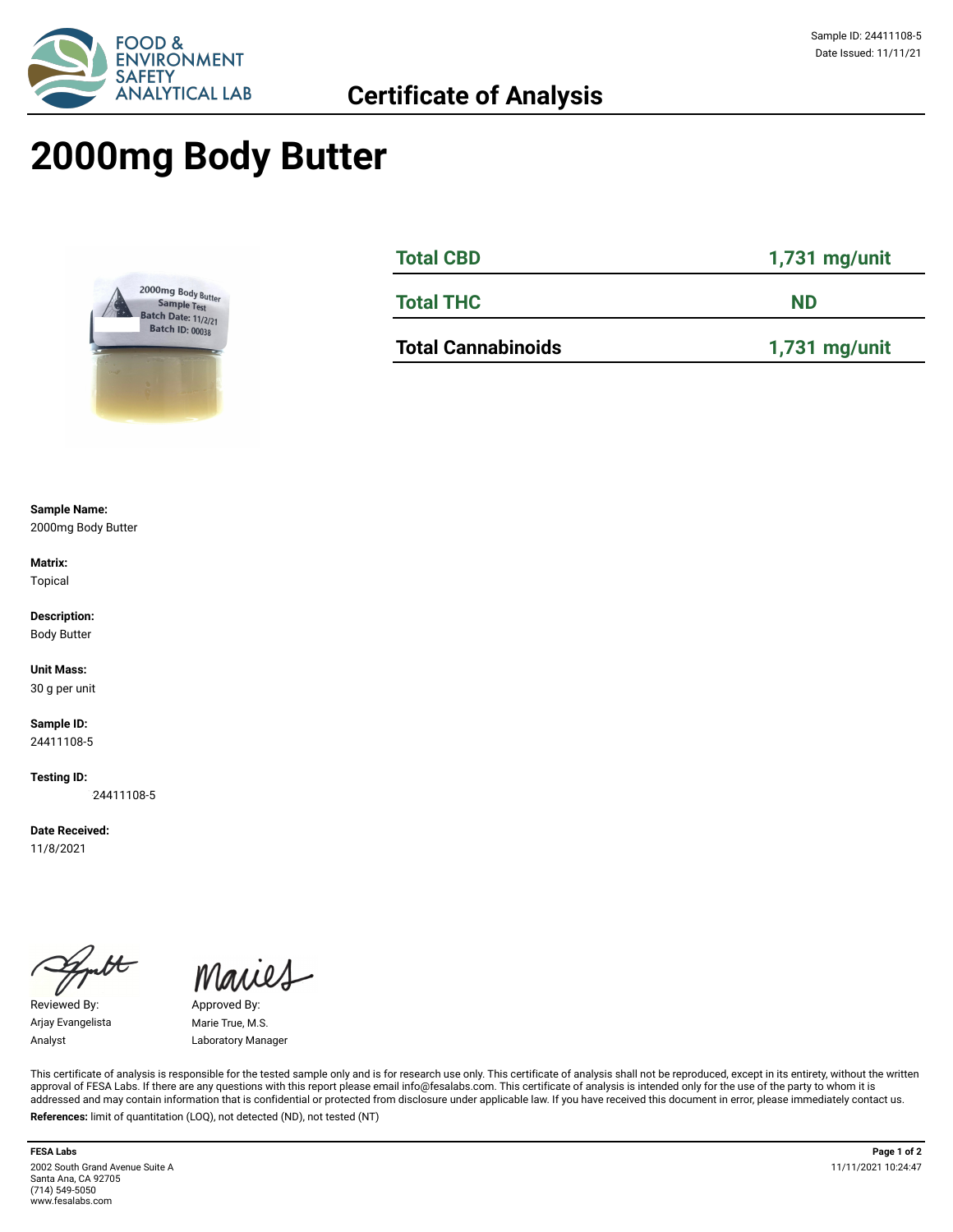Sample ID: 24411108-5
Date Issued: 11/11/21

## Certificate of Analysis

# 2000mg Body Butter

| Total CBD | 1,731 mg/unit |
|---|---|
| Total THC | ND |
| Total Cannabinoids | 1,731 mg/unit |

**Sample Name:**
2000mg Body Butter

**Matrix:**
Topical

**Description:**
Body Butter

**Unit Mass:**
30 g per unit

**Sample ID:**
24411108-5

**Testing ID:**
24411108-5

**Date Received:**
11/8/2021

Reviewed By:
Arjay Evangelista
Analyst

Approved By:
Marie True, M.S.
Laboratory Manager

This certificate of analysis is responsible for the tested sample only and is for research use only. This certificate of analysis shall not be reproduced, except in its entirety, without the written approval of FESA Labs. If there are any questions with this report please email info@fesalabs.com. This certificate of analysis is intended only for the use of the party to whom it is addressed and may contain information that is confidential or protected from disclosure under applicable law. If you have received this document in error, please immediately contact us.

**References:** limit of quantitation (LOQ), not detected (ND), not tested (NT)

**FESA Labs**
2002 South Grand Avenue Suite A
Santa Ana, CA 92705
(714) 549-5050
www.fesalabs.com

11/11/2021 10:24:47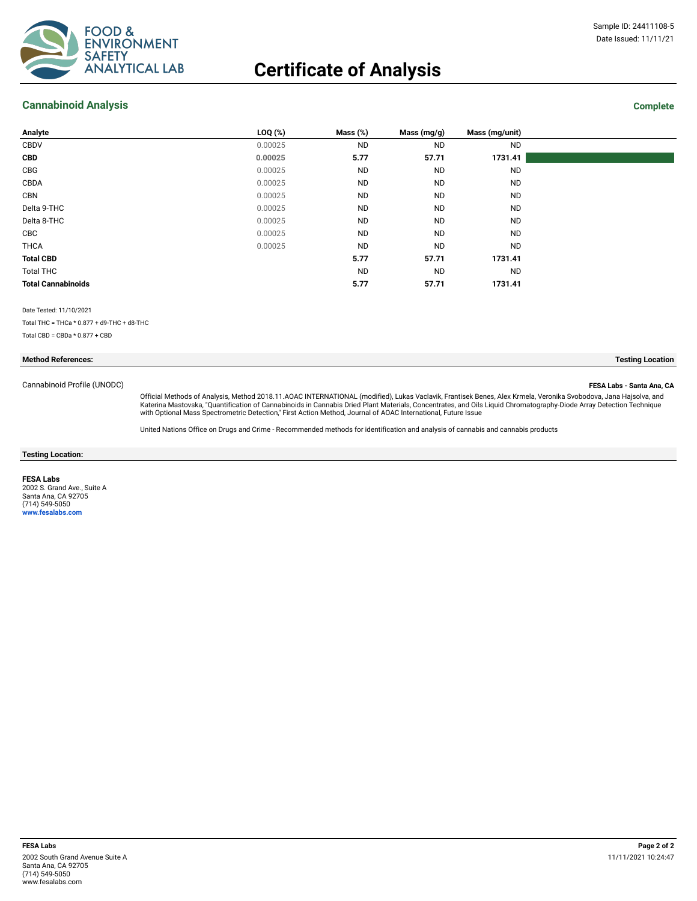FOOD & ENVIRONMENT SAFETY ANALYTICAL LAB

Sample ID: 24411108-5
Date Issued: 11/11/21

# Certificate of Analysis

## Cannabinoid Analysis

**Complete**

| Analyte | LOQ (%) | Mass (%) | Mass (mg/g) | Mass (mg/unit) |
|---|---|---|---|---|
| CBDV | 0.00025 | ND | ND | ND |
| **CBD** | **0.00025** | **5.77** | **57.71** | **1731.41** |
| CBG | 0.00025 | ND | ND | ND |
| CBDA | 0.00025 | ND | ND | ND |
| CBN | 0.00025 | ND | ND | ND |
| Delta 9-THC | 0.00025 | ND | ND | ND |
| Delta 8-THC | 0.00025 | ND | ND | ND |
| CBC | 0.00025 | ND | ND | ND |
| THCA | 0.00025 | ND | ND | ND |
| **Total CBD** | | **5.77** | **57.71** | **1731.41** |
| Total THC | | ND | ND | ND |
| **Total Cannabinoids** | | **5.77** | **57.71** | **1731.41** |

Date Tested: 11/10/2021

Total THC = THCa * 0.877 + d9-THC + d8-THC

Total CBD = CBDa * 0.877 + CBD

**Method References:** **Testing Location**

Cannabinoid Profile (UNODC) — **FESA Labs - Santa Ana, CA**

Official Methods of Analysis, Method 2018.11.AOAC INTERNATIONAL (modified), Lukas Vaclavik, Frantisek Benes, Alex Krmela, Veronika Svobodova, Jana Hajsolva, and Katerina Mastovska, "Quantification of Cannabinoids in Cannabis Dried Plant Materials, Concentrates, and Oils Liquid Chromatography-Diode Array Detection Technique with Optional Mass Spectrometric Detection," First Action Method, Journal of AOAC International, Future Issue

United Nations Office on Drugs and Crime - Recommended methods for identification and analysis of cannabis and cannabis products

**Testing Location:**

**FESA Labs**
2002 S. Grand Ave., Suite A
Santa Ana, CA 92705
(714) 549-5050
**www.fesalabs.com**